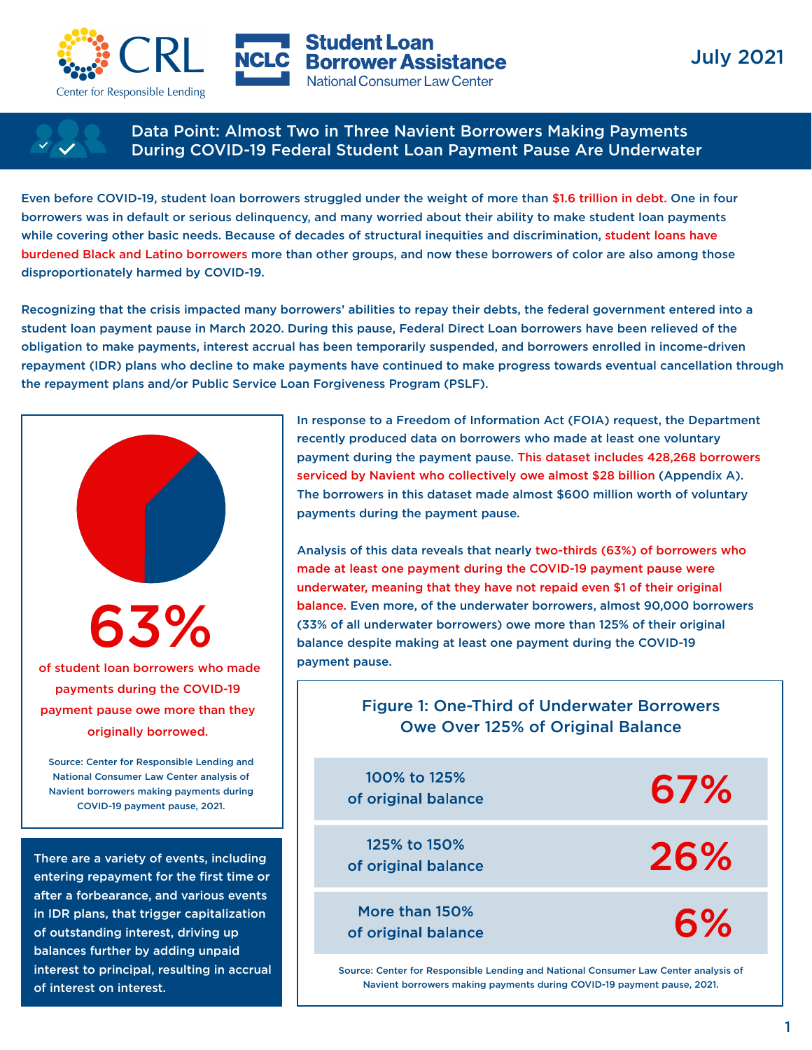Center for Responsible Lending | Student Loan Borrower Assistance — National Consumer Law Center

July 2021

# Data Point: Almost Two in Three Navient Borrowers Making Payments During COVID-19 Federal Student Loan Payment Pause Are Underwater

Even before COVID-19, student loan borrowers struggled under the weight of more than $1.6 trillion in debt. One in four borrowers was in default or serious delinquency, and many worried about their ability to make student loan payments while covering other basic needs. Because of decades of structural inequities and discrimination, student loans have burdened Black and Latino borrowers more than other groups, and now these borrowers of color are also among those disproportionately harmed by COVID-19.

Recognizing that the crisis impacted many borrowers' abilities to repay their debts, the federal government entered into a student loan payment pause in March 2020. During this pause, Federal Direct Loan borrowers have been relieved of the obligation to make payments, interest accrual has been temporarily suspended, and borrowers enrolled in income-driven repayment (IDR) plans who decline to make payments have continued to make progress towards eventual cancellation through the repayment plans and/or Public Service Loan Forgiveness Program (PSLF).

**63%**

**of student loan borrowers who made payments during the COVID-19 payment pause owe more than they originally borrowed.**

Source: Center for Responsible Lending and National Consumer Law Center analysis of Navient borrowers making payments during COVID-19 payment pause, 2021.

In response to a Freedom of Information Act (FOIA) request, the Department recently produced data on borrowers who made at least one voluntary payment during the payment pause. This dataset includes 428,268 borrowers serviced by Navient who collectively owe almost $28 billion (Appendix A). The borrowers in this dataset made almost $600 million worth of voluntary payments during the payment pause.

Analysis of this data reveals that nearly two-thirds (63%) of borrowers who made at least one payment during the COVID-19 payment pause were underwater, meaning that they have not repaid even $1 of their original balance. Even more, of the underwater borrowers, almost 90,000 borrowers (33% of all underwater borrowers) owe more than 125% of their original balance despite making at least one payment during the COVID-19 payment pause.

**Figure 1: One-Third of Underwater Borrowers Owe Over 125% of Original Balance**

| Balance | Share |
| --- | --- |
| 100% to 125% of original balance | 67% |
| 125% to 150% of original balance | 26% |
| More than 150% of original balance | 6% |

Source: Center for Responsible Lending and National Consumer Law Center analysis of Navient borrowers making payments during COVID-19 payment pause, 2021.

There are a variety of events, including entering repayment for the first time or after a forbearance, and various events in IDR plans, that trigger capitalization of outstanding interest, driving up balances further by adding unpaid interest to principal, resulting in accrual of interest on interest.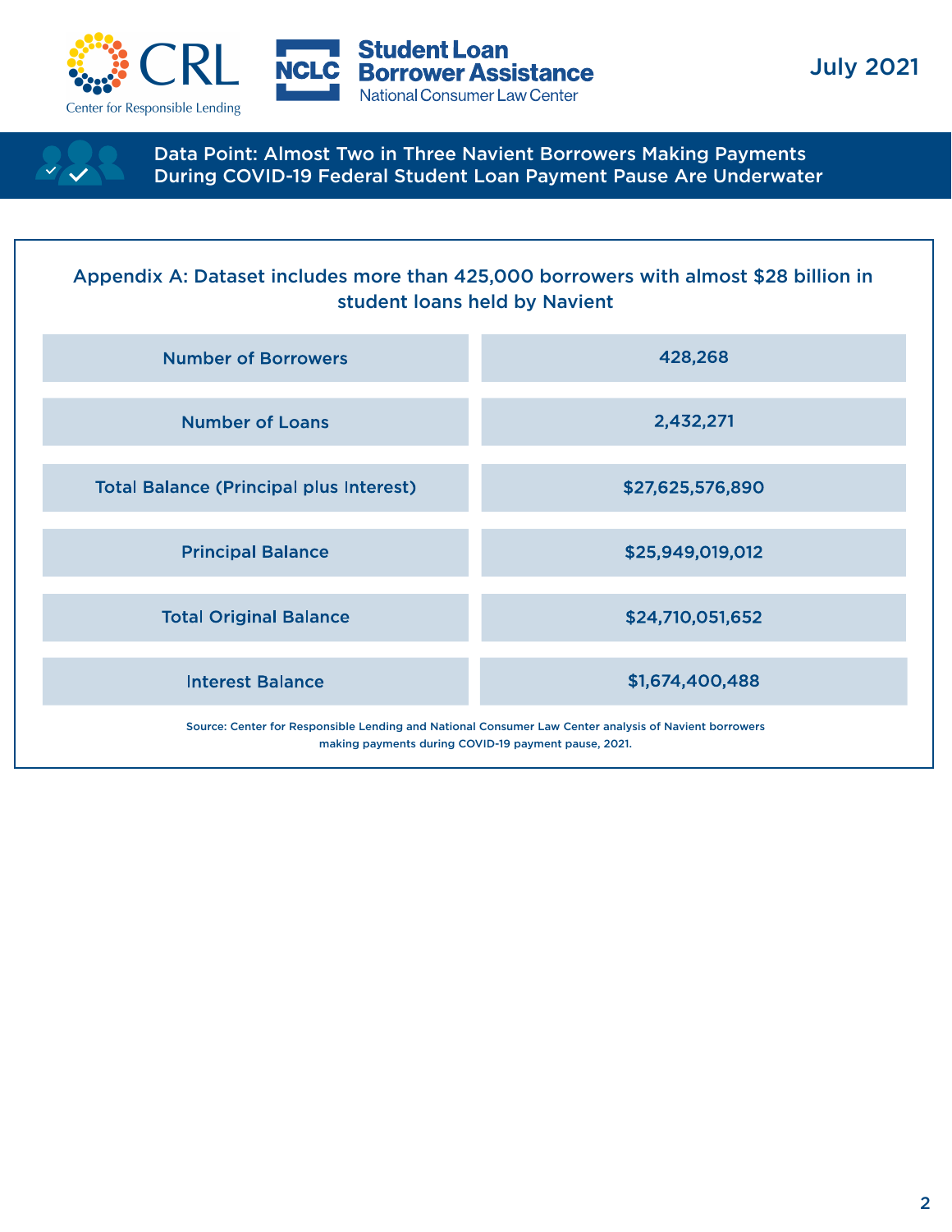July 2021

## Data Point: Almost Two in Three Navient Borrowers Making Payments During COVID-19 Federal Student Loan Payment Pause Are Underwater

### Appendix A: Dataset includes more than 425,000 borrowers with almost $28 billion in student loans held by Navient

| | |
|---|---|
| Number of Borrowers | 428,268 |
| Number of Loans | 2,432,271 |
| Total Balance (Principal plus Interest) | $27,625,576,890 |
| Principal Balance | $25,949,019,012 |
| Total Original Balance | $24,710,051,652 |
| Interest Balance | $1,674,400,488 |

Source: Center for Responsible Lending and National Consumer Law Center analysis of Navient borrowers making payments during COVID-19 payment pause, 2021.